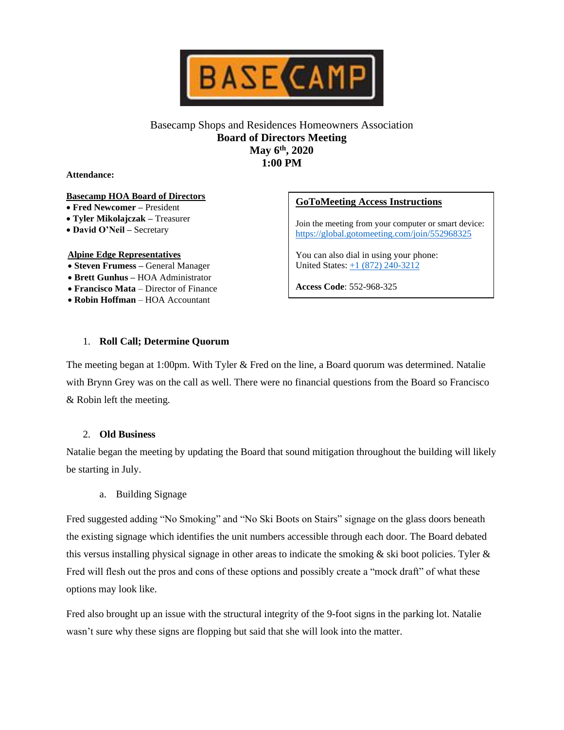BASECAMP

Basecamp Shops and Residences Homeowners Association
**Board of Directors Meeting**
**May 6th, 2020**
**1:00 PM**

**Attendance:**

**Basecamp HOA Board of Directors**

- **Fred Newcomer –** President
- **Tyler Mikolajczak –** Treasurer
- **David O'Neil –** Secretary

**Alpine Edge Representatives**

- **Steven Frumess –** General Manager
- **Brett Gunhus –** HOA Administrator
- **Francisco Mata** – Director of Finance
- **Robin Hoffman** – HOA Accountant

**GoToMeeting Access Instructions**

Join the meeting from your computer or smart device:
https://global.gotomeeting.com/join/552968325

You can also dial in using your phone:
United States: +1 (872) 240-3212

**Access Code**: 552-968-325

1. **Roll Call; Determine Quorum**

The meeting began at 1:00pm. With Tyler & Fred on the line, a Board quorum was determined. Natalie with Brynn Grey was on the call as well. There were no financial questions from the Board so Francisco & Robin left the meeting.

2. **Old Business**

Natalie began the meeting by updating the Board that sound mitigation throughout the building will likely be starting in July.

a. Building Signage

Fred suggested adding "No Smoking" and "No Ski Boots on Stairs" signage on the glass doors beneath the existing signage which identifies the unit numbers accessible through each door. The Board debated this versus installing physical signage in other areas to indicate the smoking & ski boot policies. Tyler & Fred will flesh out the pros and cons of these options and possibly create a "mock draft" of what these options may look like.

Fred also brought up an issue with the structural integrity of the 9-foot signs in the parking lot. Natalie wasn't sure why these signs are flopping but said that she will look into the matter.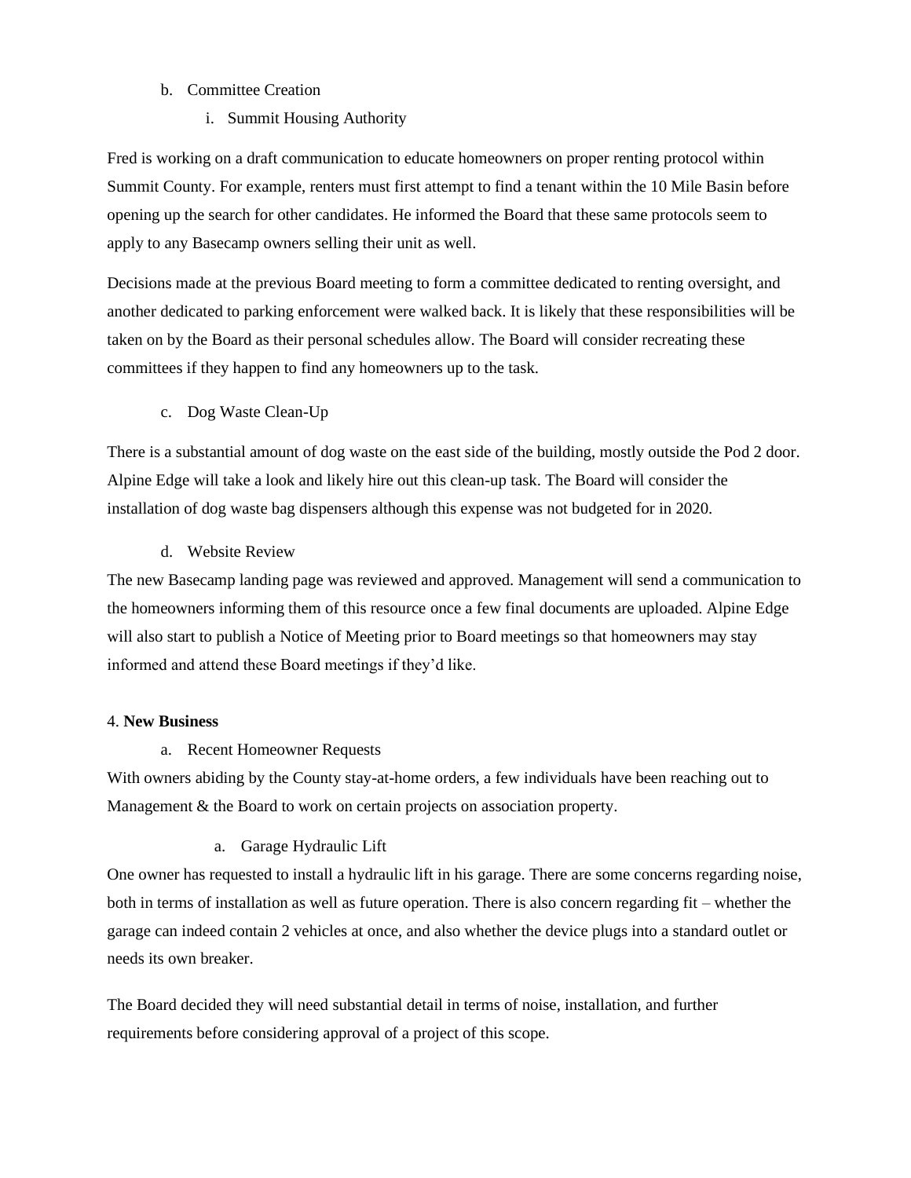b. Committee Creation

i. Summit Housing Authority

Fred is working on a draft communication to educate homeowners on proper renting protocol within Summit County. For example, renters must first attempt to find a tenant within the 10 Mile Basin before opening up the search for other candidates. He informed the Board that these same protocols seem to apply to any Basecamp owners selling their unit as well.

Decisions made at the previous Board meeting to form a committee dedicated to renting oversight, and another dedicated to parking enforcement were walked back. It is likely that these responsibilities will be taken on by the Board as their personal schedules allow. The Board will consider recreating these committees if they happen to find any homeowners up to the task.

c. Dog Waste Clean-Up

There is a substantial amount of dog waste on the east side of the building, mostly outside the Pod 2 door. Alpine Edge will take a look and likely hire out this clean-up task. The Board will consider the installation of dog waste bag dispensers although this expense was not budgeted for in 2020.

d. Website Review

The new Basecamp landing page was reviewed and approved. Management will send a communication to the homeowners informing them of this resource once a few final documents are uploaded. Alpine Edge will also start to publish a Notice of Meeting prior to Board meetings so that homeowners may stay informed and attend these Board meetings if they'd like.

4. **New Business**

a. Recent Homeowner Requests

With owners abiding by the County stay-at-home orders, a few individuals have been reaching out to Management & the Board to work on certain projects on association property.

a. Garage Hydraulic Lift

One owner has requested to install a hydraulic lift in his garage. There are some concerns regarding noise, both in terms of installation as well as future operation. There is also concern regarding fit – whether the garage can indeed contain 2 vehicles at once, and also whether the device plugs into a standard outlet or needs its own breaker.

The Board decided they will need substantial detail in terms of noise, installation, and further requirements before considering approval of a project of this scope.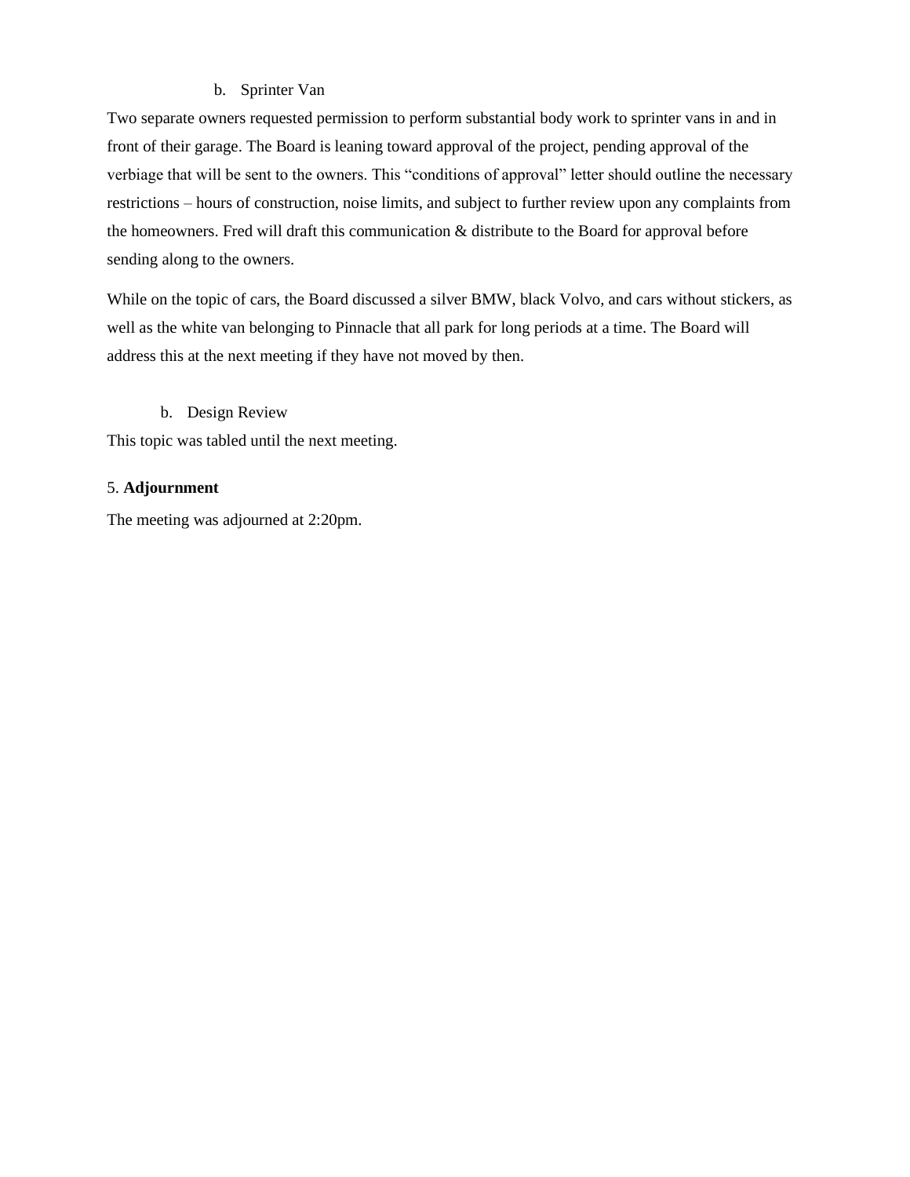b. Sprinter Van

Two separate owners requested permission to perform substantial body work to sprinter vans in and in front of their garage. The Board is leaning toward approval of the project, pending approval of the verbiage that will be sent to the owners. This "conditions of approval" letter should outline the necessary restrictions – hours of construction, noise limits, and subject to further review upon any complaints from the homeowners. Fred will draft this communication & distribute to the Board for approval before sending along to the owners.

While on the topic of cars, the Board discussed a silver BMW, black Volvo, and cars without stickers, as well as the white van belonging to Pinnacle that all park for long periods at a time. The Board will address this at the next meeting if they have not moved by then.

b. Design Review

This topic was tabled until the next meeting.

5. **Adjournment**

The meeting was adjourned at 2:20pm.